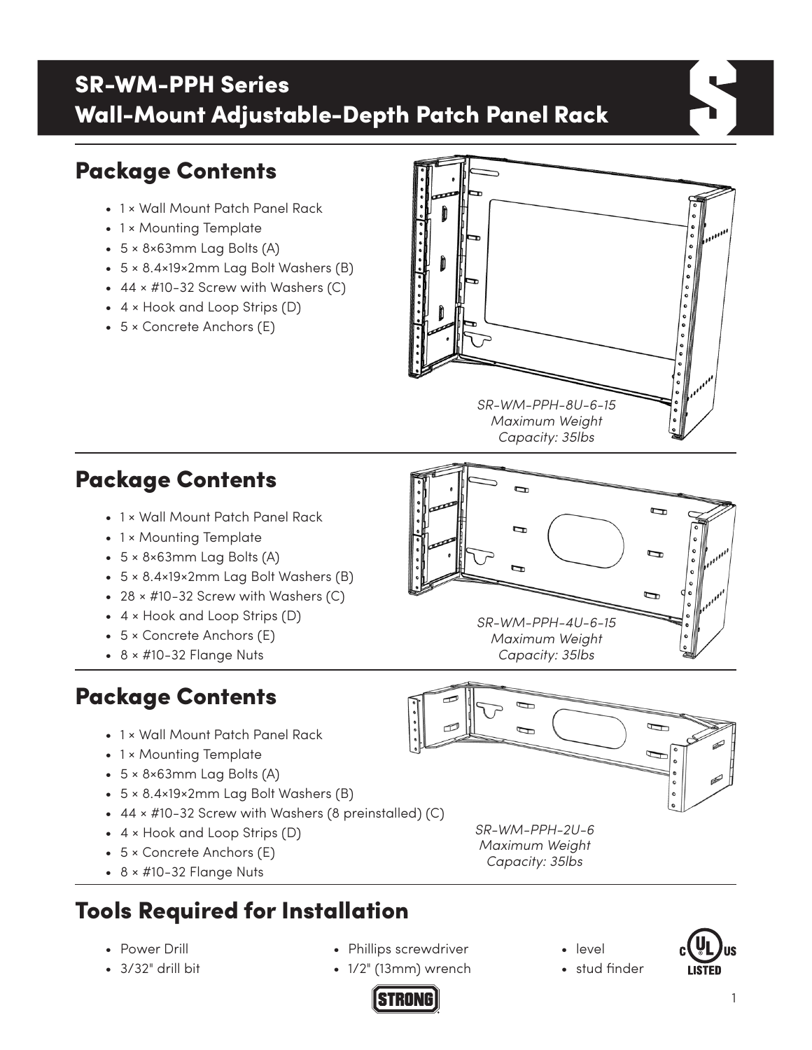# SR-WM-PPH Series
# Wall-Mount Adjustable-Depth Patch Panel Rack

## Package Contents

- 1 × Wall Mount Patch Panel Rack
- 1 × Mounting Template
- 5 × 8×63mm Lag Bolts (A)
- 5 × 8.4×19×2mm Lag Bolt Washers (B)
- 44 × #10-32 Screw with Washers (C)
- 4 × Hook and Loop Strips (D)
- 5 × Concrete Anchors (E)

*SR-WM-PPH-8U-6-15*
*Maximum Weight Capacity: 35lbs*

## Package Contents

- 1 × Wall Mount Patch Panel Rack
- 1 × Mounting Template
- 5 × 8×63mm Lag Bolts (A)
- 5 × 8.4×19×2mm Lag Bolt Washers (B)
- 28 × #10-32 Screw with Washers (C)
- 4 × Hook and Loop Strips (D)
- 5 × Concrete Anchors (E)
- 8 × #10-32 Flange Nuts

*SR-WM-PPH-4U-6-15*
*Maximum Weight Capacity: 35lbs*

## Package Contents

- 1 × Wall Mount Patch Panel Rack
- 1 × Mounting Template
- 5 × 8×63mm Lag Bolts (A)
- 5 × 8.4×19×2mm Lag Bolt Washers (B)
- 44 × #10-32 Screw with Washers (8 preinstalled) (C)
- 4 × Hook and Loop Strips (D)
- 5 × Concrete Anchors (E)
- 8 × #10-32 Flange Nuts

*SR-WM-PPH-2U-6*
*Maximum Weight Capacity: 35lbs*

## Tools Required for Installation

- Power Drill
- 3/32" drill bit
- Phillips screwdriver
- 1/2" (13mm) wrench
- level
- stud finder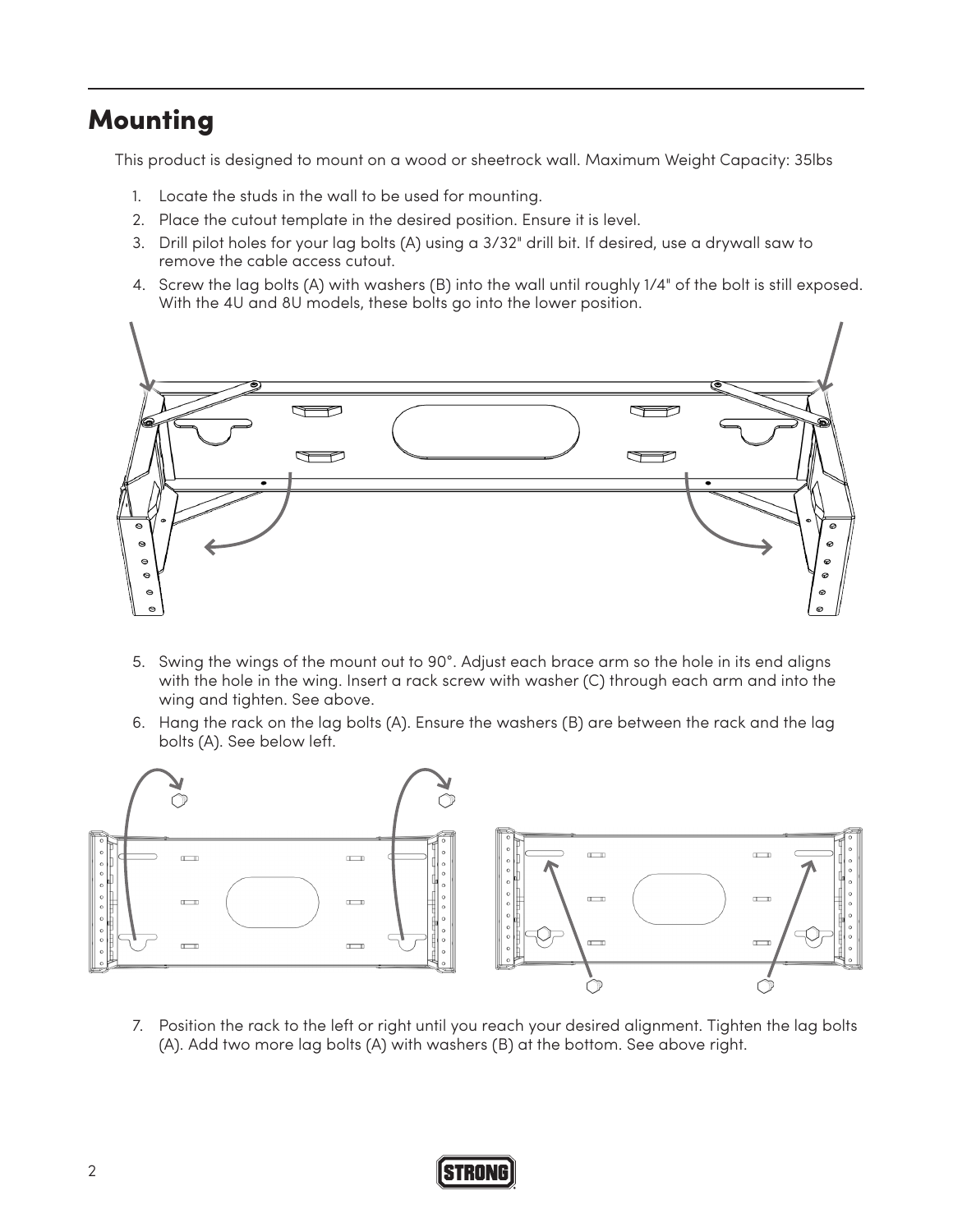## Mounting

This product is designed to mount on a wood or sheetrock wall. Maximum Weight Capacity: 35lbs

1. Locate the studs in the wall to be used for mounting.
2. Place the cutout template in the desired position. Ensure it is level.
3. Drill pilot holes for your lag bolts (A) using a 3/32" drill bit. If desired, use a drywall saw to remove the cable access cutout.
4. Screw the lag bolts (A) with washers (B) into the wall until roughly 1/4" of the bolt is still exposed. With the 4U and 8U models, these bolts go into the lower position.
5. Swing the wings of the mount out to 90°. Adjust each brace arm so the hole in its end aligns with the hole in the wing. Insert a rack screw with washer (C) through each arm and into the wing and tighten. See above.
6. Hang the rack on the lag bolts (A). Ensure the washers (B) are between the rack and the lag bolts (A). See below left.
7. Position the rack to the left or right until you reach your desired alignment. Tighten the lag bolts (A). Add two more lag bolts (A) with washers (B) at the bottom. See above right.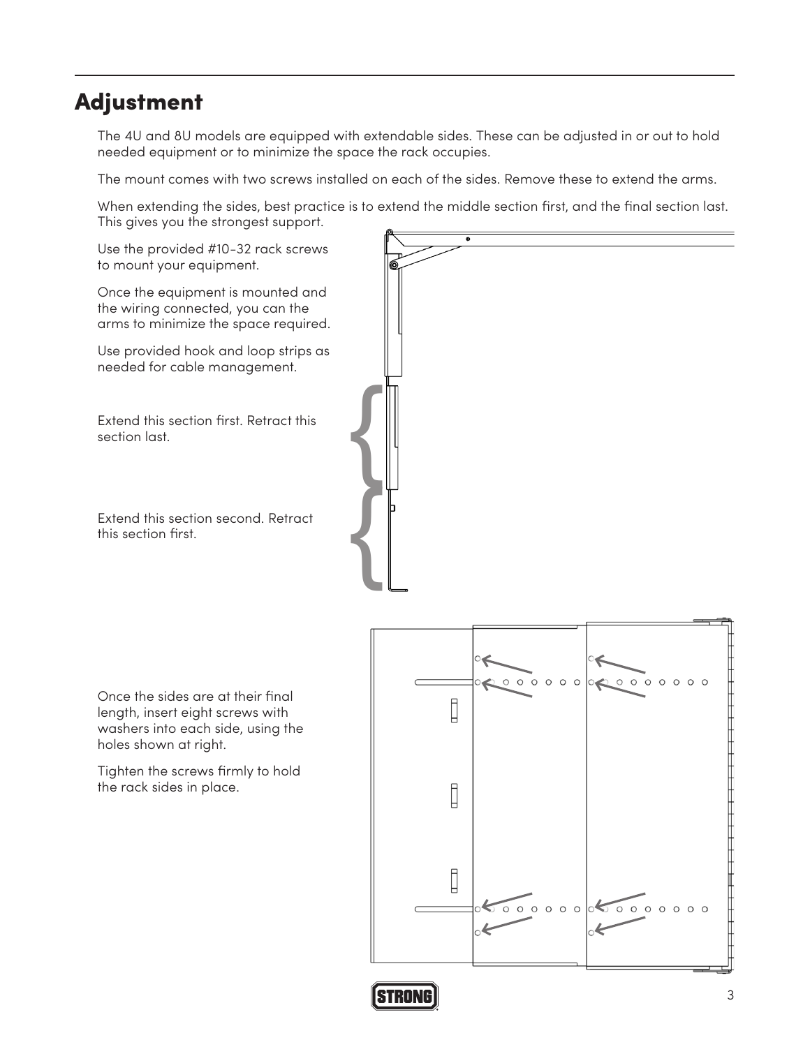## Adjustment

The 4U and 8U models are equipped with extendable sides. These can be adjusted in or out to hold needed equipment or to minimize the space the rack occupies.

The mount comes with two screws installed on each of the sides. Remove these to extend the arms.

When extending the sides, best practice is to extend the middle section first, and the final section last. This gives you the strongest support.

Use the provided #10-32 rack screws to mount your equipment.

Once the equipment is mounted and the wiring connected, you can the arms to minimize the space required.

Use provided hook and loop strips as needed for cable management.

Extend this section first. Retract this section last.

Extend this section second. Retract this section first.

Once the sides are at their final length, insert eight screws with washers into each side, using the holes shown at right.

Tighten the screws firmly to hold the rack sides in place.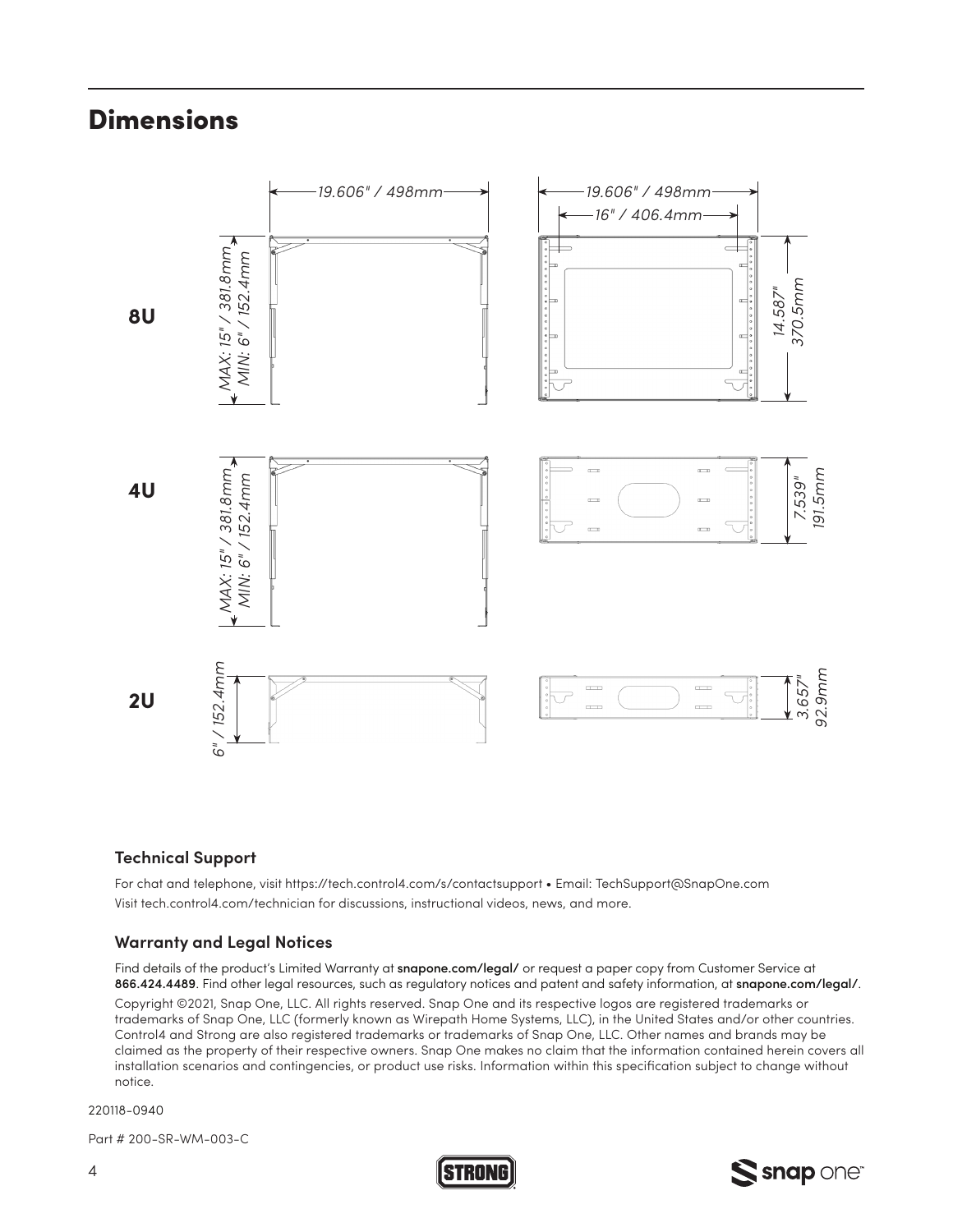## Dimensions

**8U**

19.606" / 498mm

MAX: 15" / 381.8mm
MIN: 6" / 152.4mm

19.606" / 498mm
16" / 406.4mm

14.587"
370.5mm

**4U**

MAX: 15" / 381.8mm
MIN: 6" / 152.4mm

7.539"
191.5mm

**2U**

6" / 152.4mm

3.657"
92.9mm

### Technical Support

For chat and telephone, visit https://tech.control4.com/s/contactsupport • Email: TechSupport@SnapOne.com
Visit tech.control4.com/technician for discussions, instructional videos, news, and more.

### Warranty and Legal Notices

Find details of the product's Limited Warranty at **snapone.com/legal/** or request a paper copy from Customer Service at **866.424.4489**. Find other legal resources, such as regulatory notices and patent and safety information, at **snapone.com/legal/**.

Copyright ©2021, Snap One, LLC. All rights reserved. Snap One and its respective logos are registered trademarks or trademarks of Snap One, LLC (formerly known as Wirepath Home Systems, LLC), in the United States and/or other countries. Control4 and Strong are also registered trademarks or trademarks of Snap One, LLC. Other names and brands may be claimed as the property of their respective owners. Snap One makes no claim that the information contained herein covers all installation scenarios and contingencies, or product use risks. Information within this specification subject to change without notice.

220118-0940

Part # 200-SR-WM-003-C